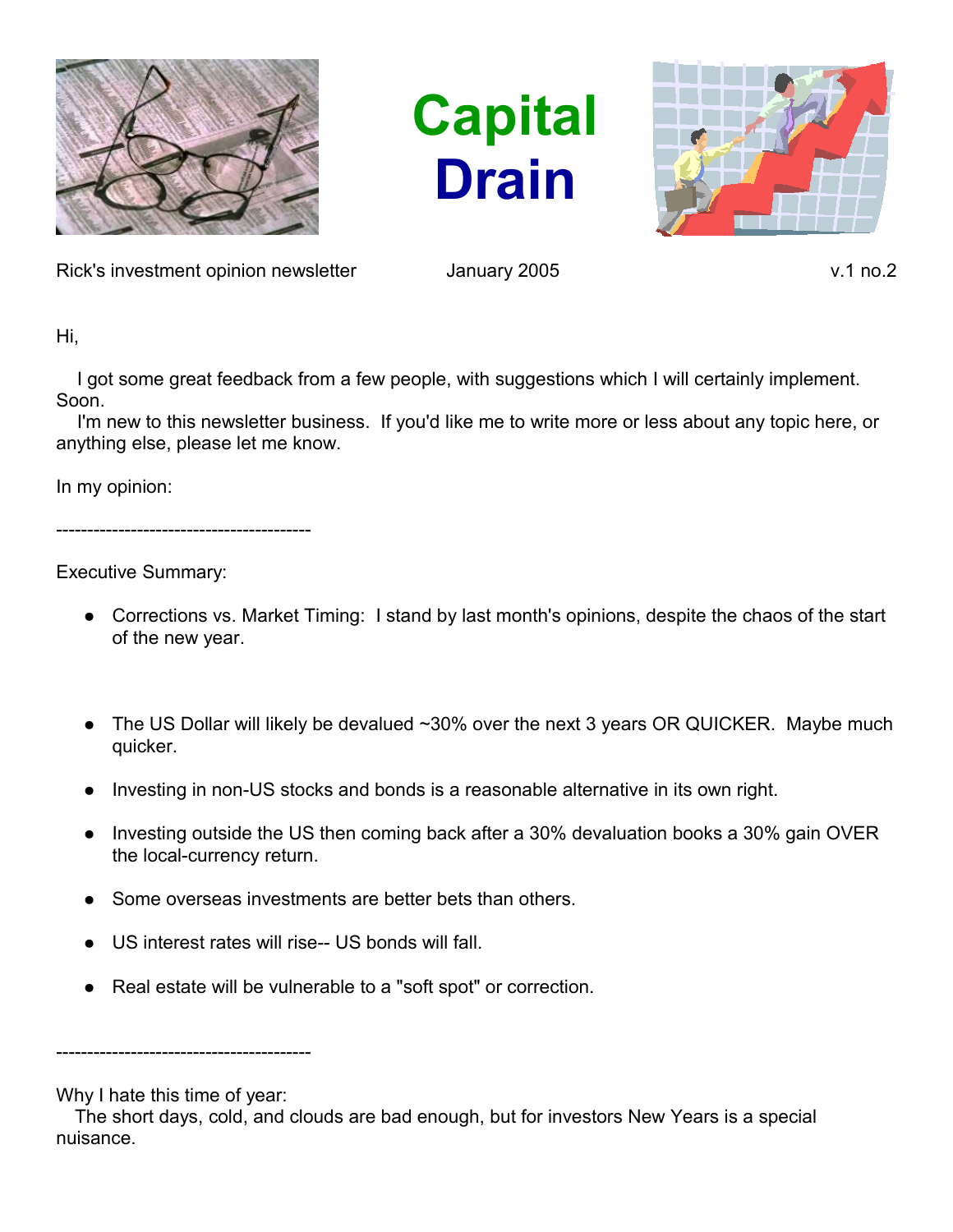# Capital Drain

Rick's investment opinion newsletter January 2005 v.1 no.2

Hi,

I got some great feedback from a few people, with suggestions which I will certainly implement. Soon.

I'm new to this newsletter business. If you'd like me to write more or less about any topic here, or anything else, please let me know.

In my opinion:

----------------------------------------

Executive Summary:

- Corrections vs. Market Timing: I stand by last month's opinions, despite the chaos of the start of the new year.

- The US Dollar will likely be devalued ~30% over the next 3 years OR QUICKER. Maybe much quicker.
- Investing in non-US stocks and bonds is a reasonable alternative in its own right.
- Investing outside the US then coming back after a 30% devaluation books a 30% gain OVER the local-currency return.
- Some overseas investments are better bets than others.
- US interest rates will rise-- US bonds will fall.
- Real estate will be vulnerable to a "soft spot" or correction.

----------------------------------------

Why I hate this time of year:

The short days, cold, and clouds are bad enough, but for investors New Years is a special nuisance.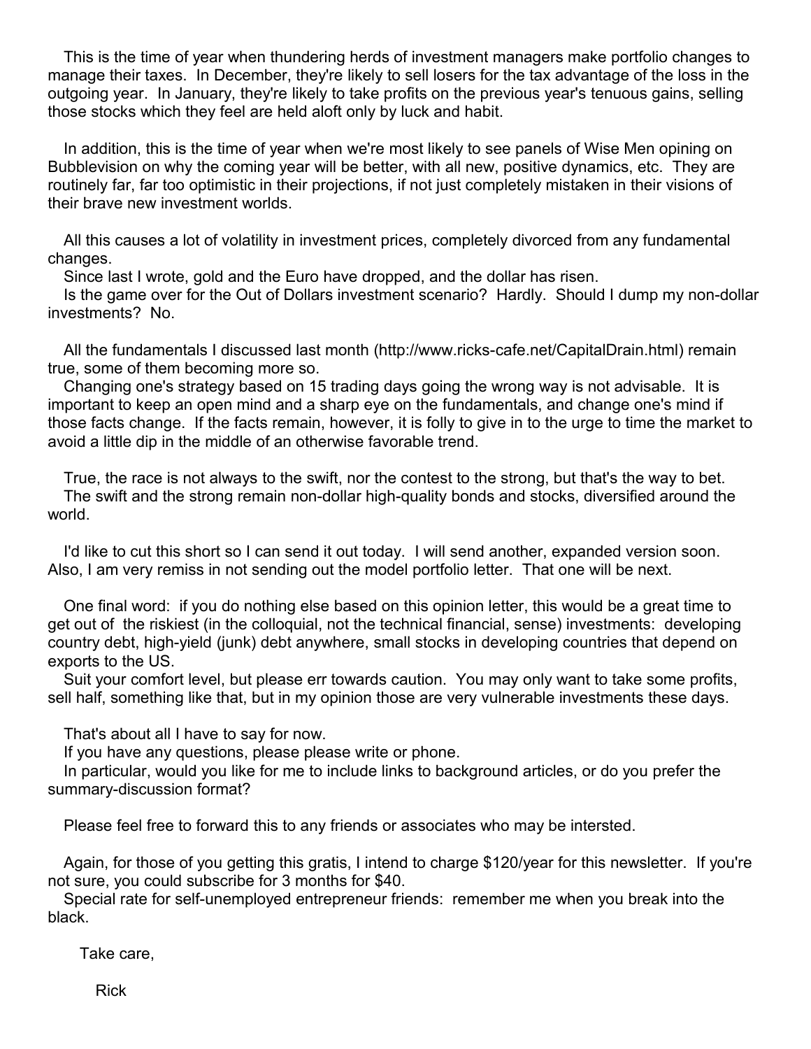This is the time of year when thundering herds of investment managers make portfolio changes to manage their taxes. In December, they're likely to sell losers for the tax advantage of the loss in the outgoing year. In January, they're likely to take profits on the previous year's tenuous gains, selling those stocks which they feel are held aloft only by luck and habit.

In addition, this is the time of year when we're most likely to see panels of Wise Men opining on Bubblevision on why the coming year will be better, with all new, positive dynamics, etc. They are routinely far, far too optimistic in their projections, if not just completely mistaken in their visions of their brave new investment worlds.

All this causes a lot of volatility in investment prices, completely divorced from any fundamental changes.

Since last I wrote, gold and the Euro have dropped, and the dollar has risen.

Is the game over for the Out of Dollars investment scenario? Hardly. Should I dump my non-dollar investments? No.

All the fundamentals I discussed last month (http://www.ricks-cafe.net/CapitalDrain.html) remain true, some of them becoming more so.

Changing one's strategy based on 15 trading days going the wrong way is not advisable. It is important to keep an open mind and a sharp eye on the fundamentals, and change one's mind if those facts change. If the facts remain, however, it is folly to give in to the urge to time the market to avoid a little dip in the middle of an otherwise favorable trend.

True, the race is not always to the swift, nor the contest to the strong, but that's the way to bet.

The swift and the strong remain non-dollar high-quality bonds and stocks, diversified around the world.

I'd like to cut this short so I can send it out today. I will send another, expanded version soon. Also, I am very remiss in not sending out the model portfolio letter. That one will be next.

One final word: if you do nothing else based on this opinion letter, this would be a great time to get out of the riskiest (in the colloquial, not the technical financial, sense) investments: developing country debt, high-yield (junk) debt anywhere, small stocks in developing countries that depend on exports to the US.

Suit your comfort level, but please err towards caution. You may only want to take some profits, sell half, something like that, but in my opinion those are very vulnerable investments these days.

That's about all I have to say for now.

If you have any questions, please please write or phone.

In particular, would you like for me to include links to background articles, or do you prefer the summary-discussion format?

Please feel free to forward this to any friends or associates who may be intersted.

Again, for those of you getting this gratis, I intend to charge $120/year for this newsletter. If you're not sure, you could subscribe for 3 months for $40.

Special rate for self-unemployed entrepreneur friends: remember me when you break into the black.

Take care,

Rick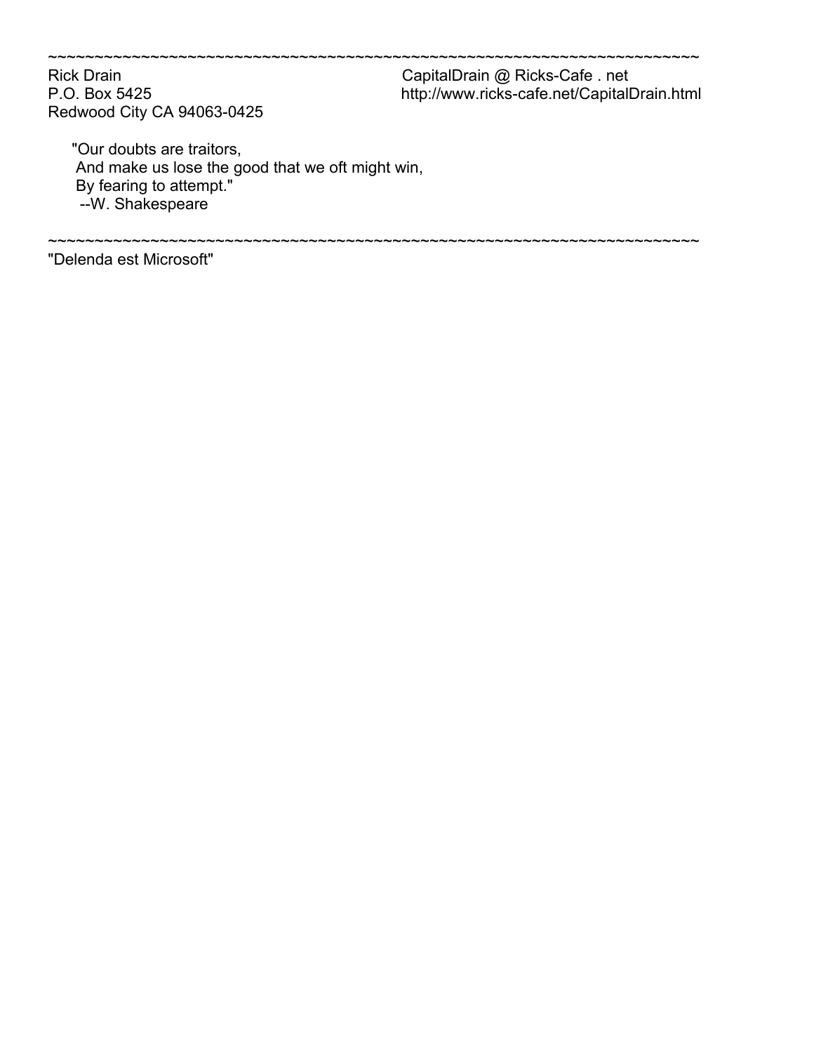~~~~~~~~~~~~~~~~~~~~~~~~~~~~~~~~~~~~~~~~~~~~~~~~~~~~~~~~~~~~~~~~~~~~~~~~

Rick Drain
P.O. Box 5425
Redwood City CA 94063-0425

CapitalDrain @ Ricks-Cafe . net
http://www.ricks-cafe.net/CapitalDrain.html

"Our doubts are traitors,
And make us lose the good that we oft might win,
By fearing to attempt."
--W. Shakespeare

~~~~~~~~~~~~~~~~~~~~~~~~~~~~~~~~~~~~~~~~~~~~~~~~~~~~~~~~~~~~~~~~~~~~~~~~

"Delenda est Microsoft"